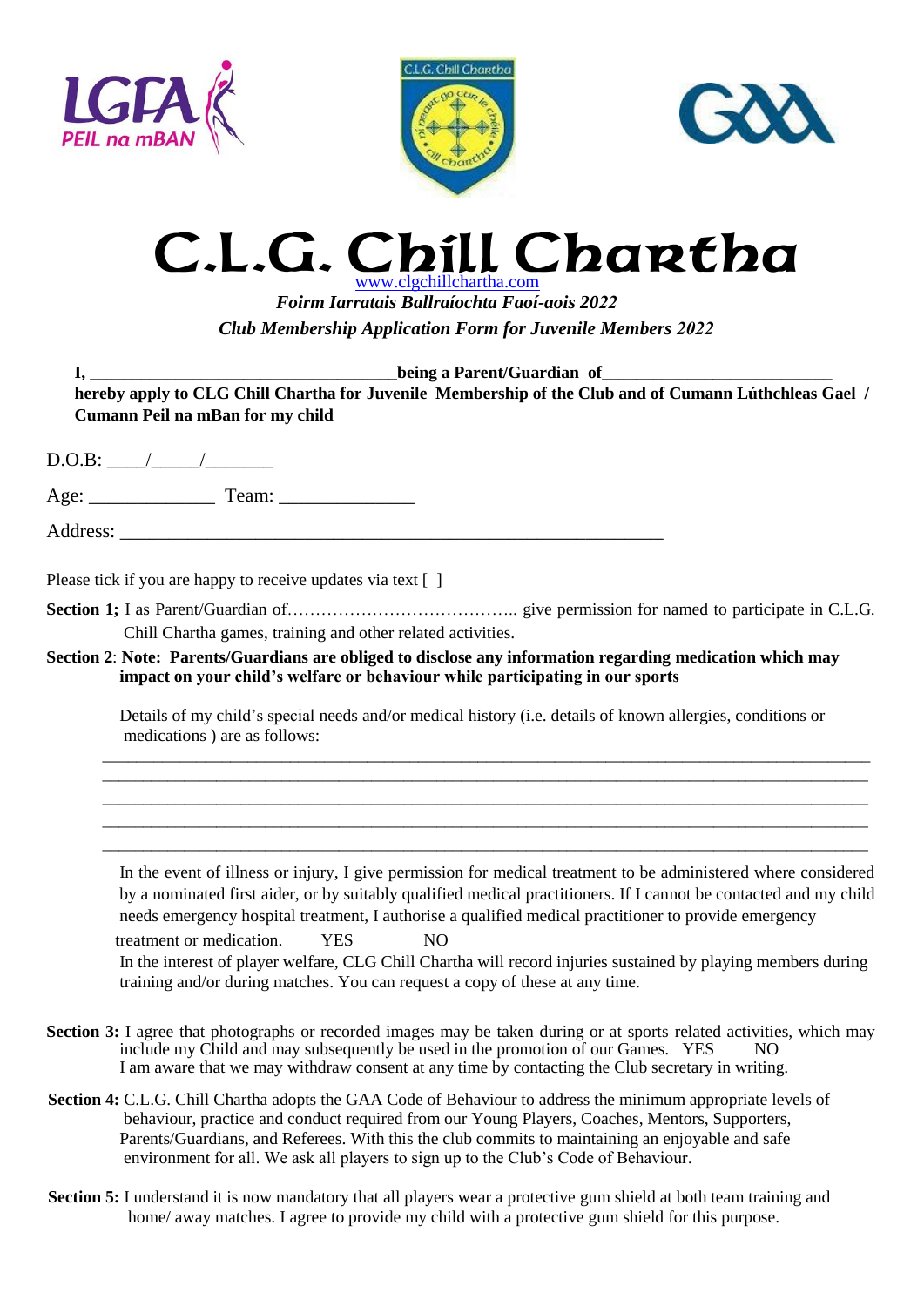# C.L.G. Chill Chartha

www.clgchillchartha.com

***Foirm Iarratais Ballraíochta Faoi-aois 2022***

***Club Membership Application Form for Juvenile Members 2022***

**I, ___________________________________being a Parent/Guardian of__________________________ hereby apply to CLG Chill Chartha for Juvenile Membership of the Club and of Cumann Lúthchleas Gael / Cumann Peil na mBan for my child**

D.O.B: ____/_____/_______

Age: _____________ Team: ______________

Address: ___________________________________________________________

Please tick if you are happy to receive updates via text [ ]

**Section 1;** I as Parent/Guardian of………………………………….. give permission for named to participate in C.L.G. Chill Chartha games, training and other related activities.

**Section 2**: **Note: Parents/Guardians are obliged to disclose any information regarding medication which may impact on your child's welfare or behaviour while participating in our sports**

Details of my child's special needs and/or medical history (i.e. details of known allergies, conditions or medications ) are as follows:

_______________________________________________________________________________________

_______________________________________________________________________________________

_______________________________________________________________________________________

_______________________________________________________________________________________

_______________________________________________________________________________________

In the event of illness or injury, I give permission for medical treatment to be administered where considered by a nominated first aider, or by suitably qualified medical practitioners. If I cannot be contacted and my child needs emergency hospital treatment, I authorise a qualified medical practitioner to provide emergency treatment or medication. YES NO

In the interest of player welfare, CLG Chill Chartha will record injuries sustained by playing members during training and/or during matches. You can request a copy of these at any time.

**Section 3:** I agree that photographs or recorded images may be taken during or at sports related activities, which may include my Child and may subsequently be used in the promotion of our Games. YES NO
I am aware that we may withdraw consent at any time by contacting the Club secretary in writing.

**Section 4:** C.L.G. Chill Chartha adopts the GAA Code of Behaviour to address the minimum appropriate levels of behaviour, practice and conduct required from our Young Players, Coaches, Mentors, Supporters, Parents/Guardians, and Referees. With this the club commits to maintaining an enjoyable and safe environment for all. We ask all players to sign up to the Club's Code of Behaviour.

**Section 5:** I understand it is now mandatory that all players wear a protective gum shield at both team training and home/ away matches. I agree to provide my child with a protective gum shield for this purpose.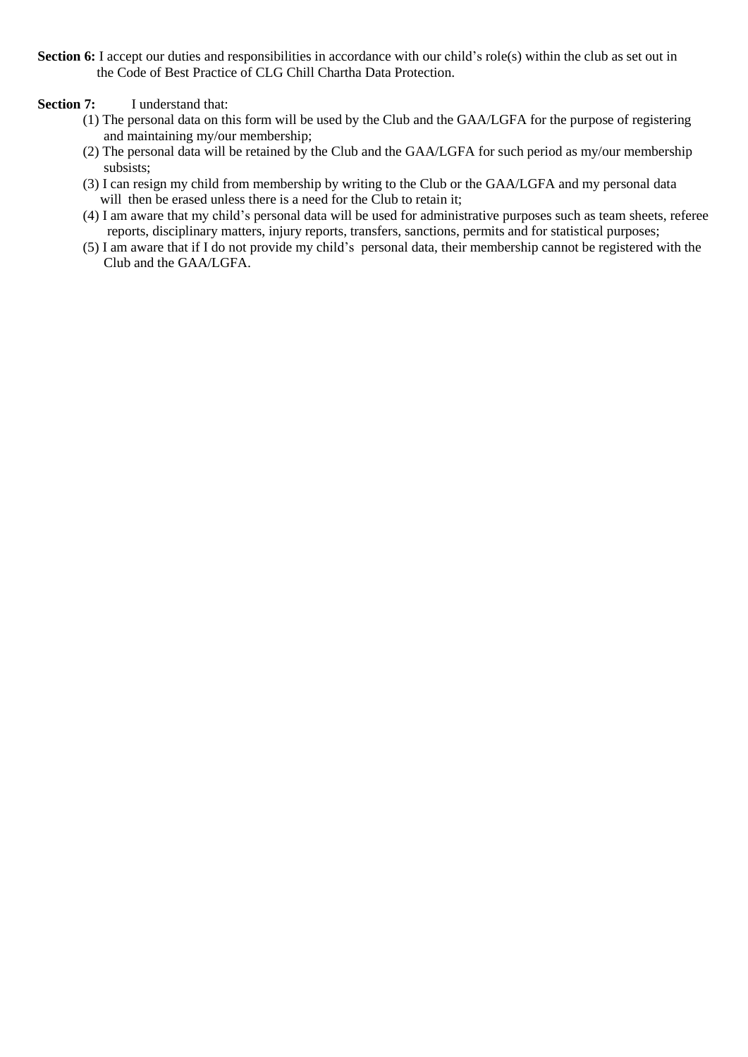**Section 6:** I accept our duties and responsibilities in accordance with our child's role(s) within the club as set out in the Code of Best Practice of CLG Chill Chartha Data Protection.

**Section 7:** I understand that:

(1) The personal data on this form will be used by the Club and the GAA/LGFA for the purpose of registering and maintaining my/our membership;

(2) The personal data will be retained by the Club and the GAA/LGFA for such period as my/our membership subsists;

(3) I can resign my child from membership by writing to the Club or the GAA/LGFA and my personal data will then be erased unless there is a need for the Club to retain it;

(4) I am aware that my child's personal data will be used for administrative purposes such as team sheets, referee reports, disciplinary matters, injury reports, transfers, sanctions, permits and for statistical purposes;

(5) I am aware that if I do not provide my child's personal data, their membership cannot be registered with the Club and the GAA/LGFA.